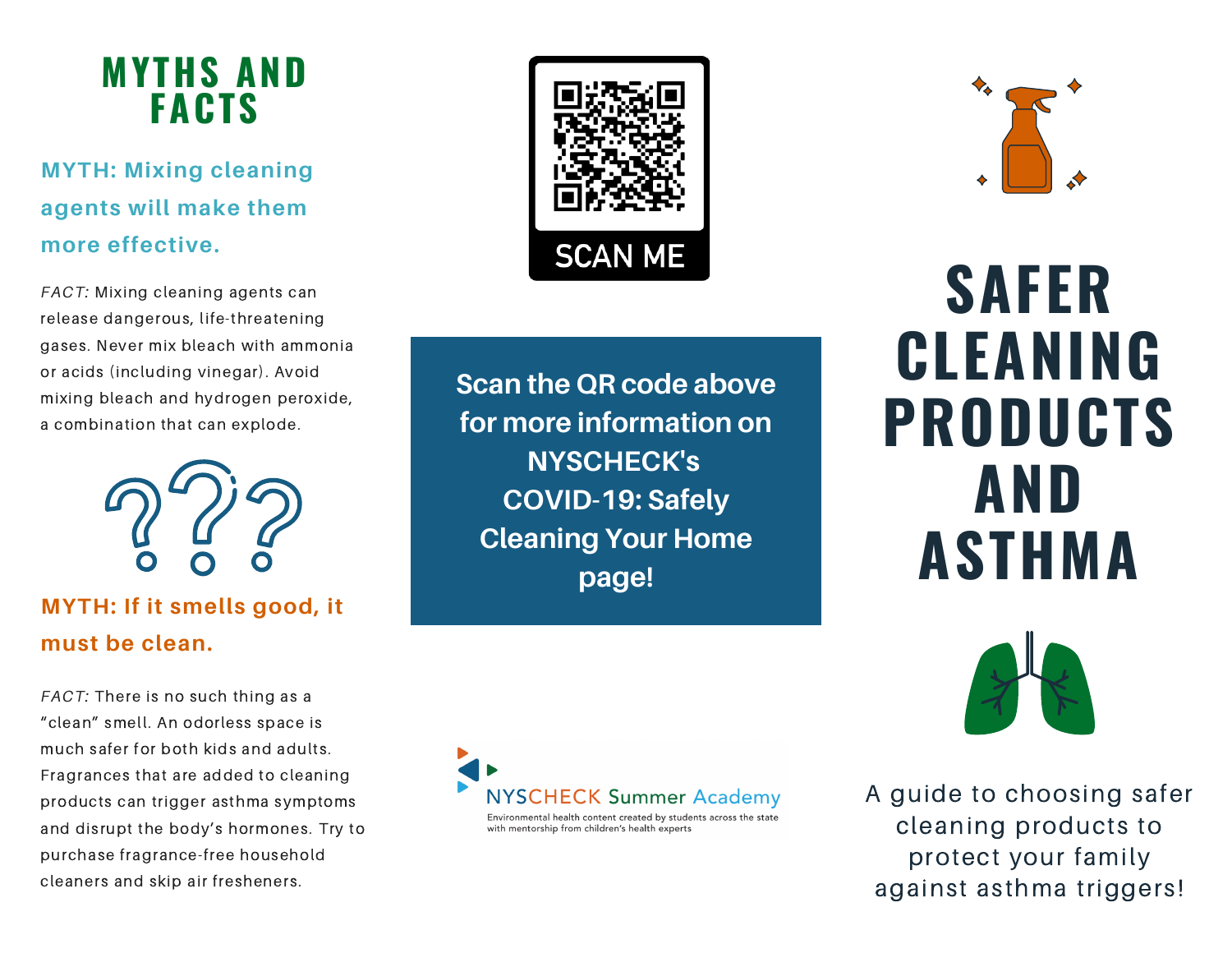## MYTHS AND FACTS

**MYTH: Mixing cleaning agents will make them more effective.**

*FACT:* Mixing cleaning agents can release dangerous, life-threatening gases. Never mix bleach with ammonia or acids (including vinegar). Avoid mixing bleach and hydrogen peroxide, a combination that can explode.

**MYTH: If it smells good, it must be clean.**

*FACT:* There is no such thing as a "clean" smell. An odorless space is much safer for both kids and adults. Fragrances that are added to cleaning products can trigger asthma symptoms and disrupt the body's hormones. Try to purchase fragrance-free household cleaners and skip air fresheners.

SCAN ME

**Scan the QR code above for more information on NYSCHECK's COVID-19: Safely Cleaning Your Home page!**

NYSCHECK Summer Academy

Environmental health content created by students across the state with mentorship from children's health experts

# SAFER CLEANING PRODUCTS AND ASTHMA

A guide to choosing safer cleaning products to protect your family against asthma triggers!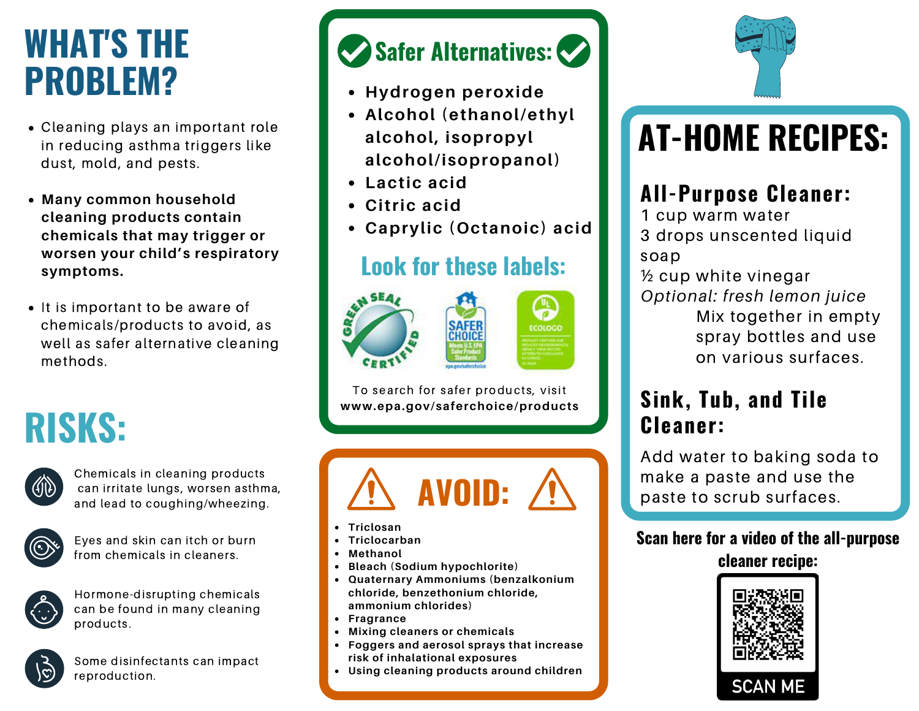# WHAT'S THE PROBLEM?

- Cleaning plays an important role in reducing asthma triggers like dust, mold, and pests.
- **Many common household cleaning products contain chemicals that may trigger or worsen your child's respiratory symptoms.**
- It is important to be aware of chemicals/products to avoid, as well as safer alternative cleaning methods.

# RISKS:

Chemicals in cleaning products can irritate lungs, worsen asthma, and lead to coughing/wheezing.

Eyes and skin can itch or burn from chemicals in cleaners.

Hormone-disrupting chemicals can be found in many cleaning products.

Some disinfectants can impact reproduction.

## Safer Alternatives:

- **Hydrogen peroxide**
- **Alcohol (ethanol/ethyl alcohol, isopropyl alcohol/isopropanol)**
- **Lactic acid**
- **Citric acid**
- **Caprylic (Octanoic) acid**

### Look for these labels:

GREEN SEAL CERTIFIED

SAFER CHOICE Meets U.S. EPA Safer Product Standards epa.gov/saferchoice

UL ECOLOGO

To search for safer products, visit **www.epa.gov/saferchoice/products**

## AVOID:

- **Triclosan**
- **Triclocarban**
- **Methanol**
- **Bleach (Sodium hypochlorite)**
- **Quaternary Ammoniums (benzalkonium chloride, benzethonium chloride, ammonium chlorides)**
- **Fragrance**
- **Mixing cleaners or chemicals**
- **Foggers and aerosol sprays that increase risk of inhalational exposures**
- **Using cleaning products around children**

# AT-HOME RECIPES:

### All-Purpose Cleaner:

1 cup warm water
3 drops unscented liquid soap
½ cup white vinegar
*Optional: fresh lemon juice*

Mix together in empty spray bottles and use on various surfaces.

### Sink, Tub, and Tile Cleaner:

Add water to baking soda to make a paste and use the paste to scrub surfaces.

**Scan here for a video of the all-purpose cleaner recipe:**

SCAN ME